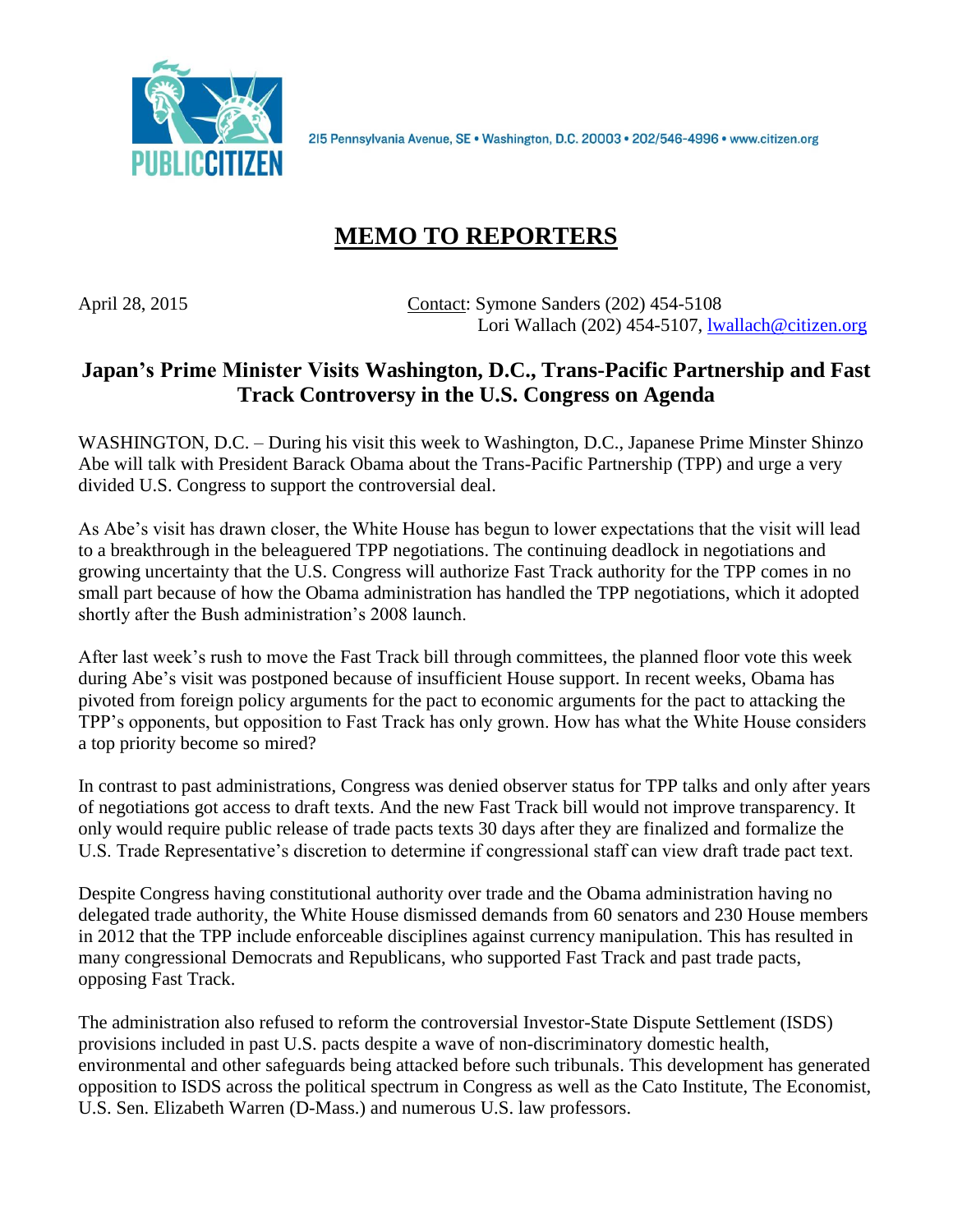PUBLICCITIZEN

215 Pennsylvania Avenue, SE • Washington, D.C. 20003 • 202/546-4996 • www.citizen.org

# MEMO TO REPORTERS

April 28, 2015

Contact: Symone Sanders (202) 454-5108
Lori Wallach (202) 454-5107, lwallach@citizen.org

## Japan's Prime Minister Visits Washington, D.C., Trans-Pacific Partnership and Fast Track Controversy in the U.S. Congress on Agenda

WASHINGTON, D.C. – During his visit this week to Washington, D.C., Japanese Prime Minster Shinzo Abe will talk with President Barack Obama about the Trans-Pacific Partnership (TPP) and urge a very divided U.S. Congress to support the controversial deal.

As Abe's visit has drawn closer, the White House has begun to lower expectations that the visit will lead to a breakthrough in the beleaguered TPP negotiations. The continuing deadlock in negotiations and growing uncertainty that the U.S. Congress will authorize Fast Track authority for the TPP comes in no small part because of how the Obama administration has handled the TPP negotiations, which it adopted shortly after the Bush administration's 2008 launch.

After last week's rush to move the Fast Track bill through committees, the planned floor vote this week during Abe's visit was postponed because of insufficient House support. In recent weeks, Obama has pivoted from foreign policy arguments for the pact to economic arguments for the pact to attacking the TPP's opponents, but opposition to Fast Track has only grown. How has what the White House considers a top priority become so mired?

In contrast to past administrations, Congress was denied observer status for TPP talks and only after years of negotiations got access to draft texts. And the new Fast Track bill would not improve transparency. It only would require public release of trade pacts texts 30 days after they are finalized and formalize the U.S. Trade Representative's discretion to determine if congressional staff can view draft trade pact text.

Despite Congress having constitutional authority over trade and the Obama administration having no delegated trade authority, the White House dismissed demands from 60 senators and 230 House members in 2012 that the TPP include enforceable disciplines against currency manipulation. This has resulted in many congressional Democrats and Republicans, who supported Fast Track and past trade pacts, opposing Fast Track.

The administration also refused to reform the controversial Investor-State Dispute Settlement (ISDS) provisions included in past U.S. pacts despite a wave of non-discriminatory domestic health, environmental and other safeguards being attacked before such tribunals. This development has generated opposition to ISDS across the political spectrum in Congress as well as the Cato Institute, The Economist, U.S. Sen. Elizabeth Warren (D-Mass.) and numerous U.S. law professors.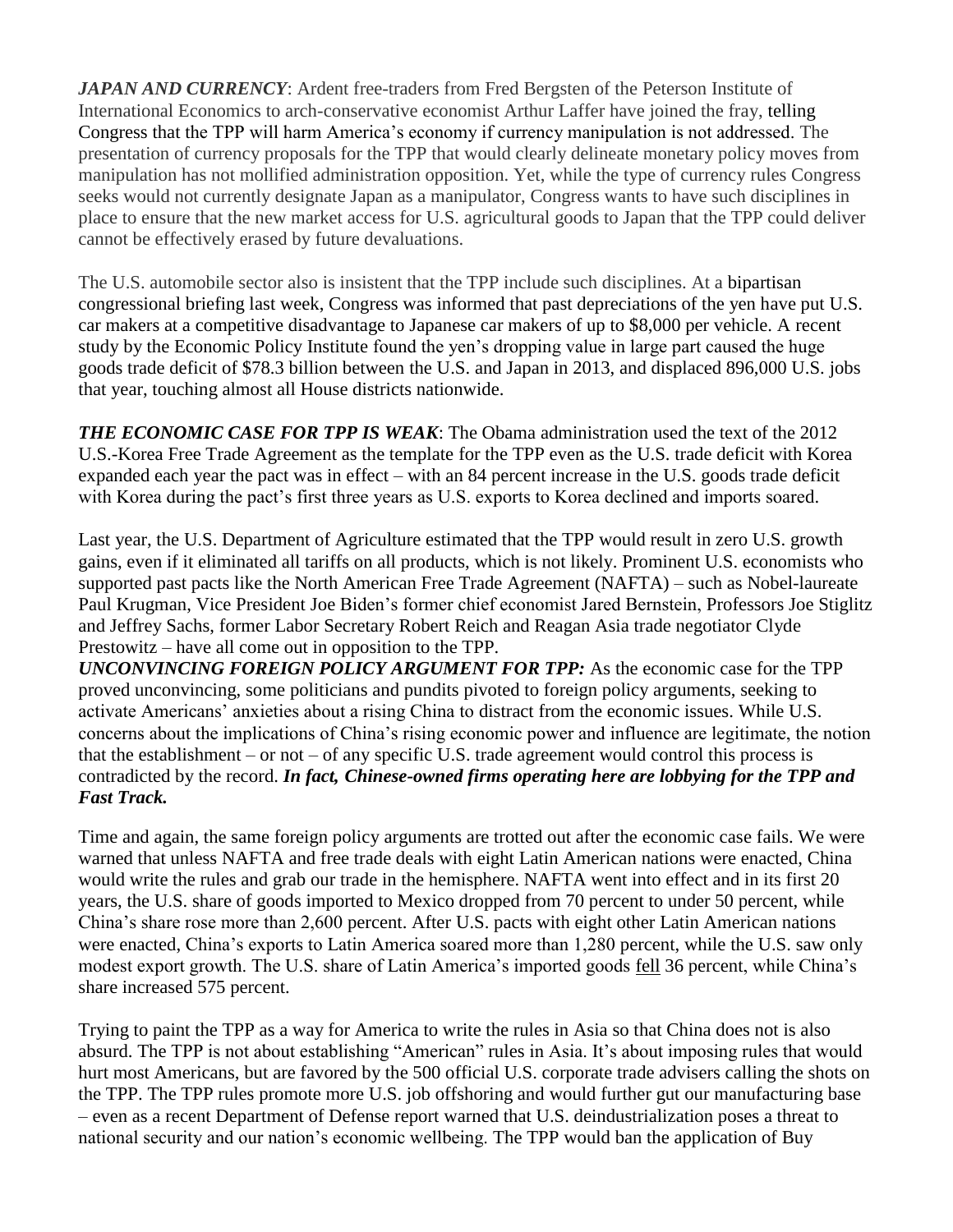***JAPAN AND CURRENCY***: Ardent free-traders from Fred Bergsten of the Peterson Institute of International Economics to arch-conservative economist Arthur Laffer have joined the fray, telling Congress that the TPP will harm America's economy if currency manipulation is not addressed. The presentation of currency proposals for the TPP that would clearly delineate monetary policy moves from manipulation has not mollified administration opposition. Yet, while the type of currency rules Congress seeks would not currently designate Japan as a manipulator, Congress wants to have such disciplines in place to ensure that the new market access for U.S. agricultural goods to Japan that the TPP could deliver cannot be effectively erased by future devaluations.

The U.S. automobile sector also is insistent that the TPP include such disciplines. At a bipartisan congressional briefing last week, Congress was informed that past depreciations of the yen have put U.S. car makers at a competitive disadvantage to Japanese car makers of up to $8,000 per vehicle. A recent study by the Economic Policy Institute found the yen's dropping value in large part caused the huge goods trade deficit of $78.3 billion between the U.S. and Japan in 2013, and displaced 896,000 U.S. jobs that year, touching almost all House districts nationwide.

***THE ECONOMIC CASE FOR TPP IS WEAK***: The Obama administration used the text of the 2012 U.S.-Korea Free Trade Agreement as the template for the TPP even as the U.S. trade deficit with Korea expanded each year the pact was in effect – with an 84 percent increase in the U.S. goods trade deficit with Korea during the pact's first three years as U.S. exports to Korea declined and imports soared.

Last year, the U.S. Department of Agriculture estimated that the TPP would result in zero U.S. growth gains, even if it eliminated all tariffs on all products, which is not likely. Prominent U.S. economists who supported past pacts like the North American Free Trade Agreement (NAFTA) – such as Nobel-laureate Paul Krugman, Vice President Joe Biden's former chief economist Jared Bernstein, Professors Joe Stiglitz and Jeffrey Sachs, former Labor Secretary Robert Reich and Reagan Asia trade negotiator Clyde Prestowitz – have all come out in opposition to the TPP.

***UNCONVINCING FOREIGN POLICY ARGUMENT FOR TPP:*** As the economic case for the TPP proved unconvincing, some politicians and pundits pivoted to foreign policy arguments, seeking to activate Americans' anxieties about a rising China to distract from the economic issues. While U.S. concerns about the implications of China's rising economic power and influence are legitimate, the notion that the establishment – or not – of any specific U.S. trade agreement would control this process is contradicted by the record. ***In fact, Chinese-owned firms operating here are lobbying for the TPP and Fast Track.***

Time and again, the same foreign policy arguments are trotted out after the economic case fails. We were warned that unless NAFTA and free trade deals with eight Latin American nations were enacted, China would write the rules and grab our trade in the hemisphere. NAFTA went into effect and in its first 20 years, the U.S. share of goods imported to Mexico dropped from 70 percent to under 50 percent, while China's share rose more than 2,600 percent. After U.S. pacts with eight other Latin American nations were enacted, China's exports to Latin America soared more than 1,280 percent, while the U.S. saw only modest export growth. The U.S. share of Latin America's imported goods fell 36 percent, while China's share increased 575 percent.

Trying to paint the TPP as a way for America to write the rules in Asia so that China does not is also absurd. The TPP is not about establishing "American" rules in Asia. It's about imposing rules that would hurt most Americans, but are favored by the 500 official U.S. corporate trade advisers calling the shots on the TPP. The TPP rules promote more U.S. job offshoring and would further gut our manufacturing base – even as a recent Department of Defense report warned that U.S. deindustrialization poses a threat to national security and our nation's economic wellbeing. The TPP would ban the application of Buy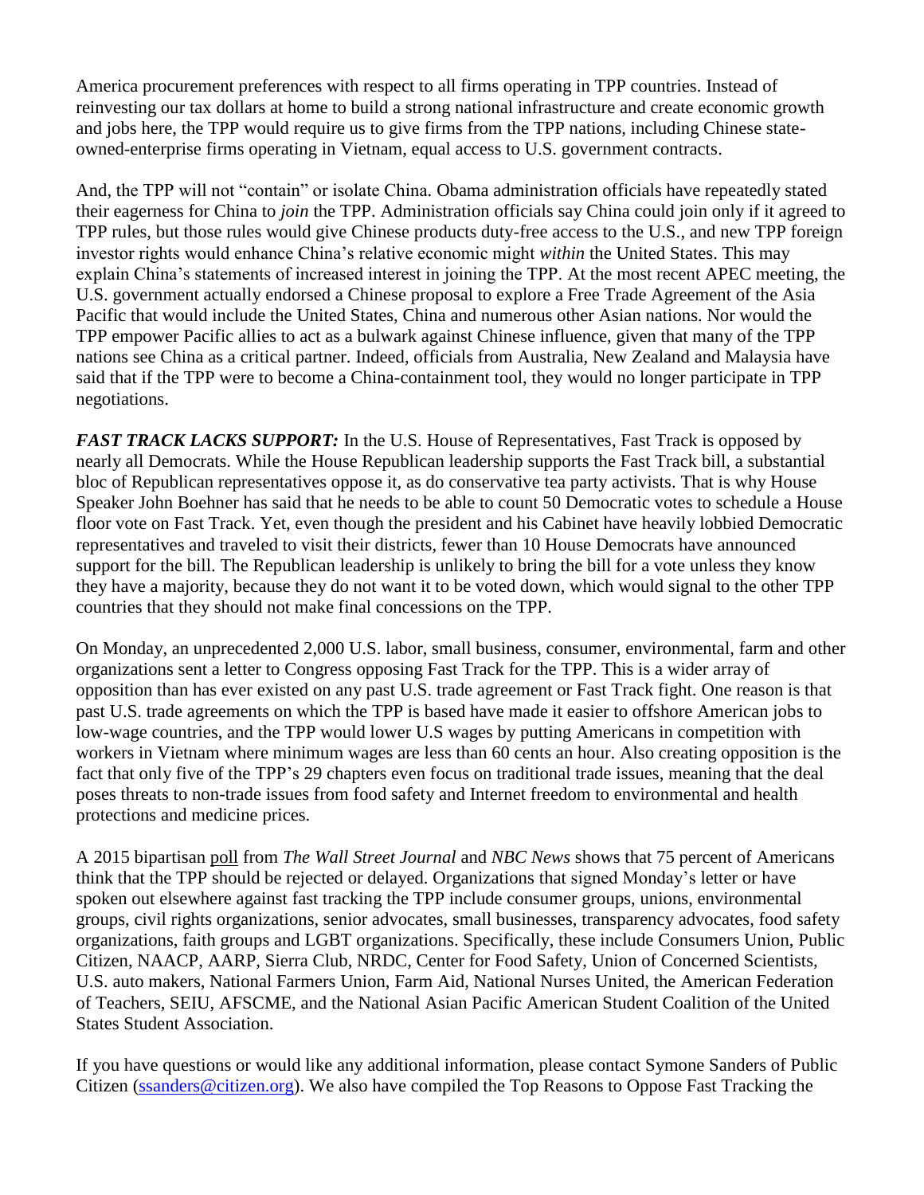America procurement preferences with respect to all firms operating in TPP countries. Instead of reinvesting our tax dollars at home to build a strong national infrastructure and create economic growth and jobs here, the TPP would require us to give firms from the TPP nations, including Chinese state-owned-enterprise firms operating in Vietnam, equal access to U.S. government contracts.

And, the TPP will not "contain" or isolate China. Obama administration officials have repeatedly stated their eagerness for China to *join* the TPP. Administration officials say China could join only if it agreed to TPP rules, but those rules would give Chinese products duty-free access to the U.S., and new TPP foreign investor rights would enhance China's relative economic might *within* the United States. This may explain China's statements of increased interest in joining the TPP. At the most recent APEC meeting, the U.S. government actually endorsed a Chinese proposal to explore a Free Trade Agreement of the Asia Pacific that would include the United States, China and numerous other Asian nations. Nor would the TPP empower Pacific allies to act as a bulwark against Chinese influence, given that many of the TPP nations see China as a critical partner. Indeed, officials from Australia, New Zealand and Malaysia have said that if the TPP were to become a China-containment tool, they would no longer participate in TPP negotiations.

***FAST TRACK LACKS SUPPORT:*** In the U.S. House of Representatives, Fast Track is opposed by nearly all Democrats. While the House Republican leadership supports the Fast Track bill, a substantial bloc of Republican representatives oppose it, as do conservative tea party activists. That is why House Speaker John Boehner has said that he needs to be able to count 50 Democratic votes to schedule a House floor vote on Fast Track. Yet, even though the president and his Cabinet have heavily lobbied Democratic representatives and traveled to visit their districts, fewer than 10 House Democrats have announced support for the bill. The Republican leadership is unlikely to bring the bill for a vote unless they know they have a majority, because they do not want it to be voted down, which would signal to the other TPP countries that they should not make final concessions on the TPP.

On Monday, an unprecedented 2,000 U.S. labor, small business, consumer, environmental, farm and other organizations sent a letter to Congress opposing Fast Track for the TPP. This is a wider array of opposition than has ever existed on any past U.S. trade agreement or Fast Track fight. One reason is that past U.S. trade agreements on which the TPP is based have made it easier to offshore American jobs to low-wage countries, and the TPP would lower U.S wages by putting Americans in competition with workers in Vietnam where minimum wages are less than 60 cents an hour. Also creating opposition is the fact that only five of the TPP's 29 chapters even focus on traditional trade issues, meaning that the deal poses threats to non-trade issues from food safety and Internet freedom to environmental and health protections and medicine prices.

A 2015 bipartisan poll from *The Wall Street Journal* and *NBC News* shows that 75 percent of Americans think that the TPP should be rejected or delayed. Organizations that signed Monday's letter or have spoken out elsewhere against fast tracking the TPP include consumer groups, unions, environmental groups, civil rights organizations, senior advocates, small businesses, transparency advocates, food safety organizations, faith groups and LGBT organizations. Specifically, these include Consumers Union, Public Citizen, NAACP, AARP, Sierra Club, NRDC, Center for Food Safety, Union of Concerned Scientists, U.S. auto makers, National Farmers Union, Farm Aid, National Nurses United, the American Federation of Teachers, SEIU, AFSCME, and the National Asian Pacific American Student Coalition of the United States Student Association.

If you have questions or would like any additional information, please contact Symone Sanders of Public Citizen (ssanders@citizen.org). We also have compiled the Top Reasons to Oppose Fast Tracking the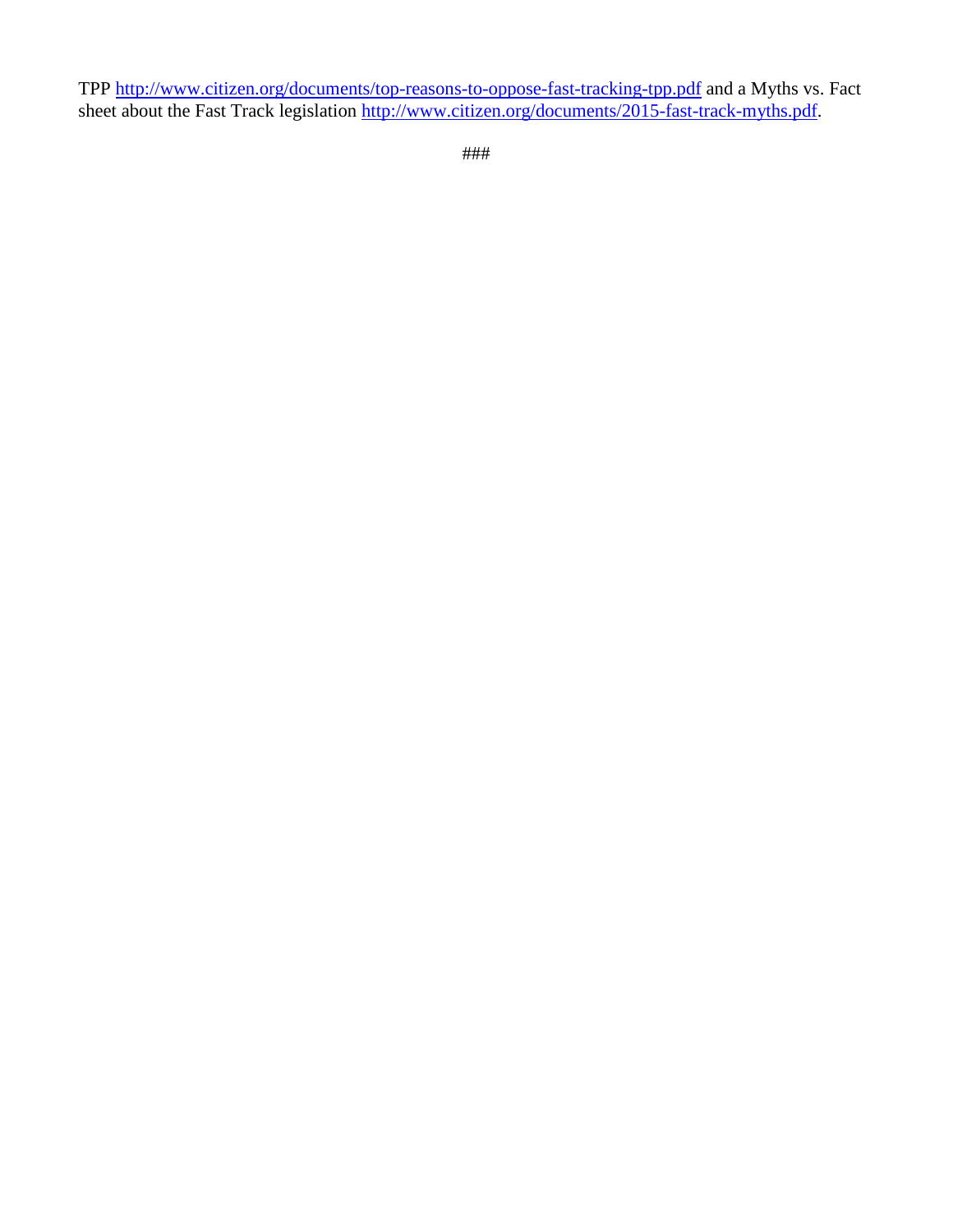TPP http://www.citizen.org/documents/top-reasons-to-oppose-fast-tracking-tpp.pdf and a Myths vs. Fact sheet about the Fast Track legislation http://www.citizen.org/documents/2015-fast-track-myths.pdf.

###